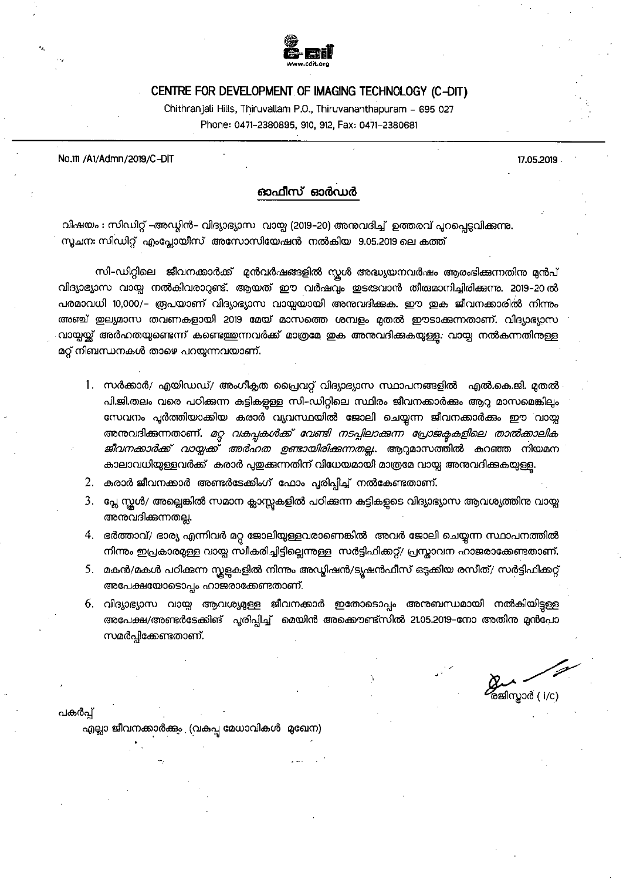# CENTRE FOR DEVELOPMENT OF IMAGING TECHNOLOGY (C-DIT)

Chithranjali Hills, Thiruvallam P.O., Thiruvananthapuram – 695 027
Phone: 0471-2380895, 910, 912, Fax: 0471-2380681

No.111 /A1/Admn/2019/C-DIT

17.05.2019

## ഓഫീസ് ഓർഡർ

വിഷയം : സിഡിറ്റ് –അഡ്മിൻ– വിദ്യാഭ്യാസ വായ്പ (2019-20) അനുവദിച്ച് ഉത്തരവ് പുറപ്പെടുവിക്കുന്നു.
സൂചന: സിഡിറ്റ് എംപ്ലോയീസ് അസോസിയേഷൻ നൽകിയ 9.05.2019 ലെ കത്ത്

സി-ഡിറ്റിലെ ജീവനക്കാർക്ക് മുൻവർഷങ്ങളിൽ സ്കൂൾ അദ്ധ്യയനവർഷം ആരംഭിക്കുന്നതിനു മുൻപ് വിദ്യാഭ്യാസ വായ്പ നൽകിവരാറുണ്ട്. ആയത് ഈ വർഷവും തുടരുവാൻ തീരുമാനിച്ചിരിക്കുന്നു. 2019-20 ൽ പരമാവധി 10,000/- രൂപയാണ് വിദ്യാഭ്യാസ വായ്പയായി അനുവദിക്കുക. ഈ തുക ജീവനക്കാരിൽ നിന്നും അഞ്ച് തുല്യമാസ തവണകളായി 2019 മേയ് മാസത്തെ ശമ്പളം മുതൽ ഈടാക്കുന്നതാണ്. വിദ്യാഭ്യാസ വായ്പയ്ക്ക് അർഹതയുണ്ടെന്ന് കണ്ടെത്തുന്നവർക്ക് മാത്രമേ തുക അനുവദിക്കുകയുള്ളൂ. വായ്പ നൽകുന്നതിനുള്ള മറ്റ് നിബന്ധനകൾ താഴെ പറയുന്നവയാണ്.

1. സർക്കാർ/ എയിഡഡ്/ അംഗീകൃത പ്രൈവറ്റ് വിദ്യാഭ്യാസ സ്ഥാപനങ്ങളിൽ എൽ.കെ.ജി. മുതൽ പി.ജി.തലം വരെ പഠിക്കുന്ന കുട്ടികളുള്ള സി-ഡിറ്റിലെ സ്ഥിരം ജീവനക്കാർക്കും ആറു മാസമെങ്കിലും സേവനം പൂർത്തിയാക്കിയ കരാർ വ്യവസ്ഥയിൽ ജോലി ചെയ്യുന്ന ജീവനക്കാർക്കും ഈ വായ്പ അനുവദിക്കുന്നതാണ്. *മറ്റു വകുപ്പുകൾക്ക് വേണ്ടി നടപ്പിലാക്കുന്ന പ്രോജക്ടുകളിലെ താൽക്കാലിക ജീവനക്കാർക്ക് വായ്പക്ക് അർഹത ഉണ്ടായിരിക്കുന്നതല്ല.* ആറുമാസത്തിൽ കുറഞ്ഞ നിയമന കാലാവധിയുള്ളവർക്ക് കരാർ പുതുക്കുന്നതിന് വിധേയമായി മാത്രമേ വായ്പ അനുവദിക്കുകയുള്ളൂ.
2. കരാർ ജീവനക്കാർ അണ്ടർടേക്കിംഗ് ഫോം പൂരിപ്പിച്ച് നൽകേണ്ടതാണ്.
3. പ്ലേ സ്കൂൾ/ അല്ലെങ്കിൽ സമാന ക്ലാസ്സുകളിൽ പഠിക്കുന്ന കുട്ടികളുടെ വിദ്യാഭ്യാസ ആവശ്യത്തിനു വായ്പ അനുവദിക്കുന്നതല്ല.
4. ഭർത്താവ്/ ഭാര്യ എന്നിവർ മറ്റു ജോലിയുള്ളവരാണെങ്കിൽ അവർ ജോലി ചെയ്യുന്ന സ്ഥാപനത്തിൽ നിന്നും ഇപ്രകാരമുള്ള വായ്പ സ്വീകരിച്ചിട്ടില്ലെന്നുള്ള സർട്ടിഫിക്കറ്റ്/ പ്രസ്താവന ഹാജരാക്കേണ്ടതാണ്.
5. മകൻ/മകൾ പഠിക്കുന്ന സ്കൂളുകളിൽ നിന്നും അഡ്മിഷൻ/ട്യൂഷൻഫീസ് ഒടുക്കിയ രസീത്/ സർട്ടിഫിക്കറ്റ് അപേക്ഷയോടൊപ്പം ഹാജരാക്കേണ്ടതാണ്.
6. വിദ്യാഭ്യാസ വായ്പ ആവശ്യമുള്ള ജീവനക്കാർ ഇതോടൊപ്പം അനുബന്ധമായി നൽകിയിട്ടുള്ള അപേക്ഷ/അണ്ടർടേക്കിങ് പൂരിപ്പിച്ച് മെയിൻ അക്കൗണ്ട്സിൽ 21.05.2019-നോ അതിനു മുൻപോ സമർപ്പിക്കേണ്ടതാണ്.

രജിസ്ട്രാർ ( i/c)

പകർപ്പ്

എല്ലാ ജീവനക്കാർക്കും (വകുപ്പ മേധാവികൾ മുഖേന)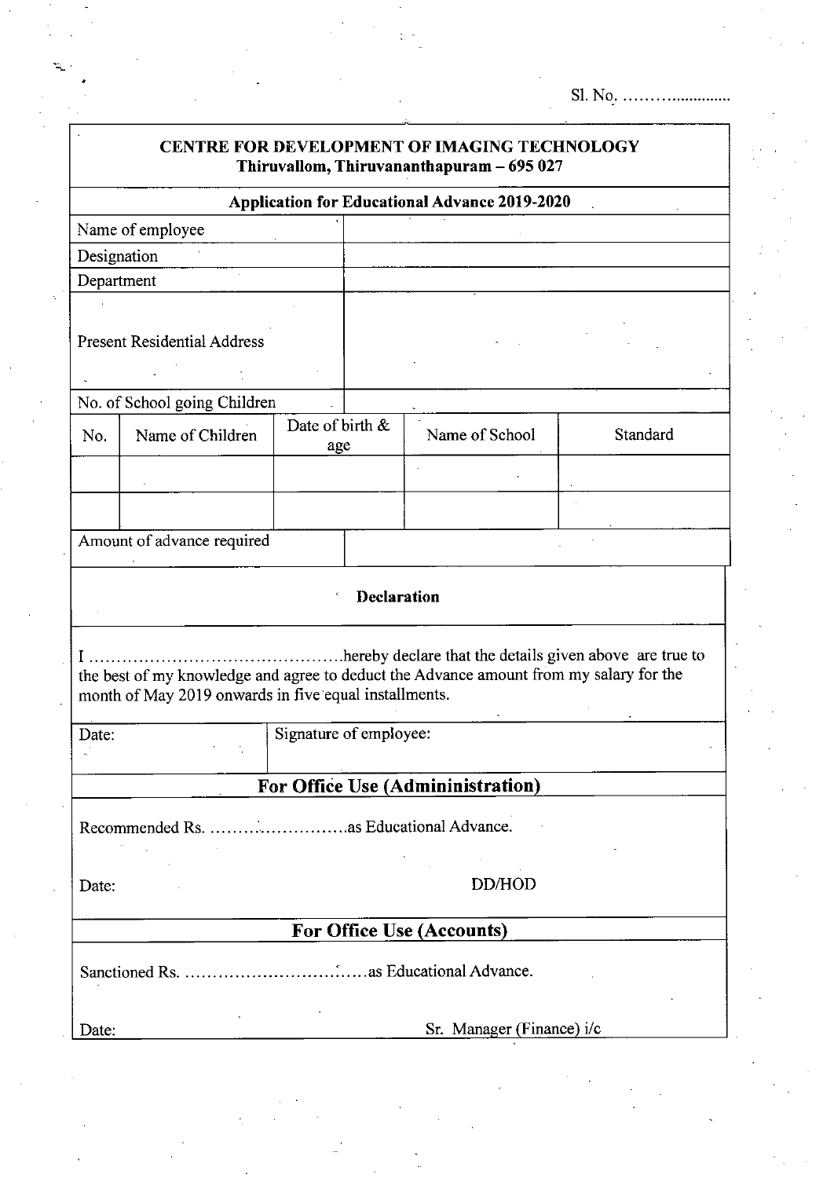Sl. No. ……………………

**CENTRE FOR DEVELOPMENT OF IMAGING TECHNOLOGY**
**Thiruvallom, Thiruvananthapuram – 695 027**

**Application for Educational Advance 2019-2020**

| | |
|---|---|
| Name of employee | |
| Designation | |
| Department | |
| Present Residential Address | |
| No. of School going Children | |

| No. | Name of Children | Date of birth & age | Name of School | Standard |
|---|---|---|---|---|
| | | | | |
| | | | | |

| | |
|---|---|
| Amount of advance required | |

**Declaration**

I ……………………………………………hereby declare that the details given above are true to the best of my knowledge and agree to deduct the Advance amount from my salary for the month of May 2019 onwards in five equal installments.

| | |
|---|---|
| Date: | Signature of employee: |

## For Office Use (Admininistration)

Recommended Rs. ……………………………as Educational Advance.

Date: DD/HOD

## For Office Use (Accounts)

Sanctioned Rs. ………………………………as Educational Advance.

Date: Sr. Manager (Finance) i/c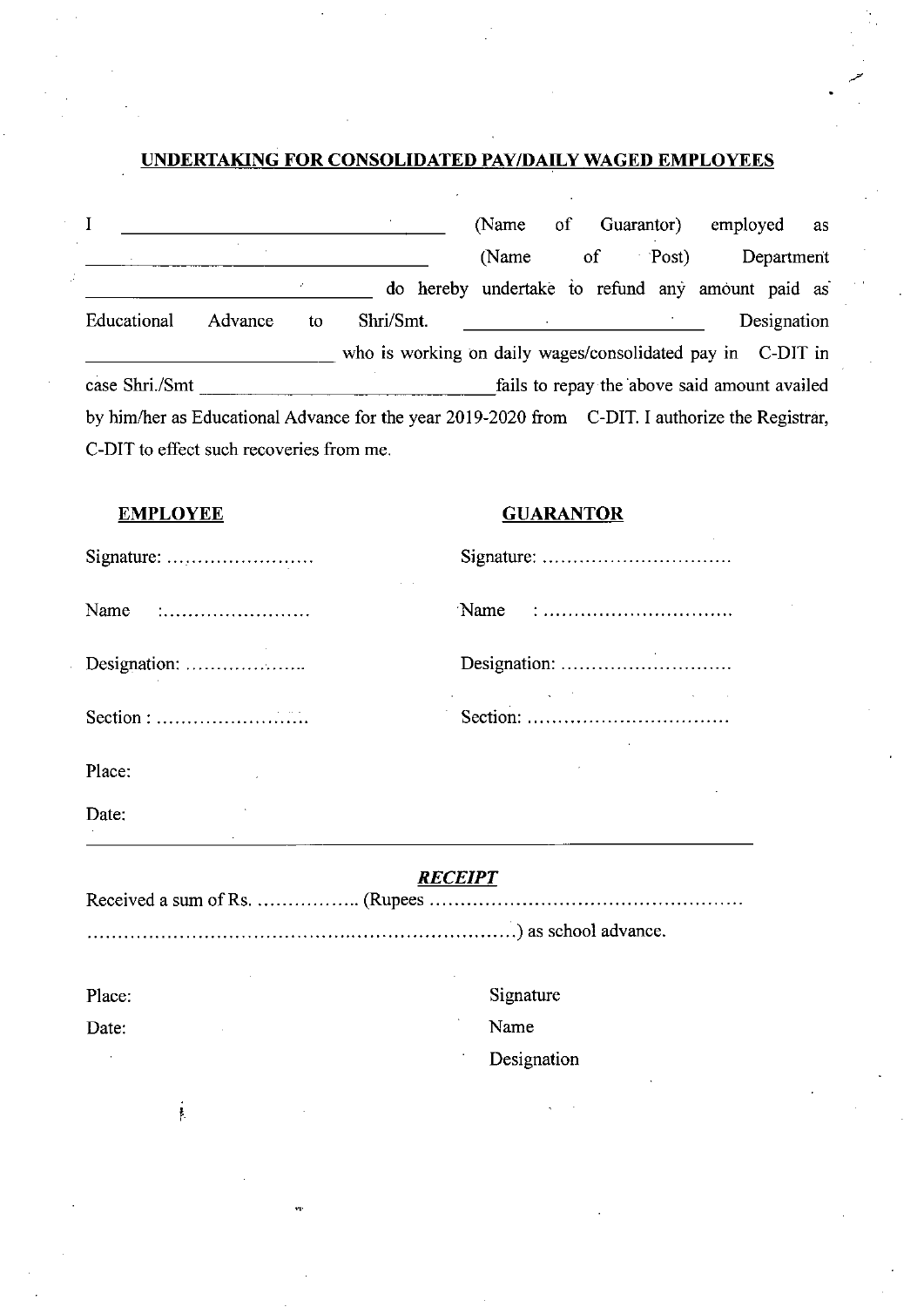## UNDERTAKING FOR CONSOLIDATED PAY/DAILY WAGED EMPLOYEES

I \_\_\_\_\_\_\_\_\_\_\_\_\_\_\_\_\_\_\_\_\_\_\_\_\_\_\_\_\_\_ (Name of Guarantor) employed as \_\_\_\_\_\_\_\_\_\_\_\_\_\_\_\_\_\_\_\_\_\_\_\_\_\_\_\_\_\_ (Name of Post) Department \_\_\_\_\_\_\_\_\_\_\_\_\_\_\_\_\_\_\_\_\_\_\_\_\_\_\_\_\_\_ do hereby undertake to refund any amount paid as Educational Advance to Shri/Smt. \_\_\_\_\_\_\_\_\_\_\_\_\_\_\_\_\_\_\_\_\_\_\_\_\_\_ Designation \_\_\_\_\_\_\_\_\_\_\_\_\_\_\_\_\_\_\_\_\_\_\_\_\_\_ who is working on daily wages/consolidated pay in C-DIT in case Shri./Smt \_\_\_\_\_\_\_\_\_\_\_\_\_\_\_\_\_\_\_\_\_\_\_\_\_\_\_\_\_\_ fails to repay the above said amount availed by him/her as Educational Advance for the year 2019-2020 from C-DIT. I authorize the Registrar, C-DIT to effect such recoveries from me.

**EMPLOYEE**

Signature: ……………………

Name :……………………

Designation: ………………..

Section : ……………………..

**GUARANTOR**

Signature: …………………………

Name : …………………………

Designation: ……………………….

Section: ……………………………

Place:

Date:

---

***RECEIPT***

Received a sum of Rs. …………….. (Rupees …………………………………………… …………………………………………………………….) as school advance.

Place:

Date:

Signature

Name

Designation